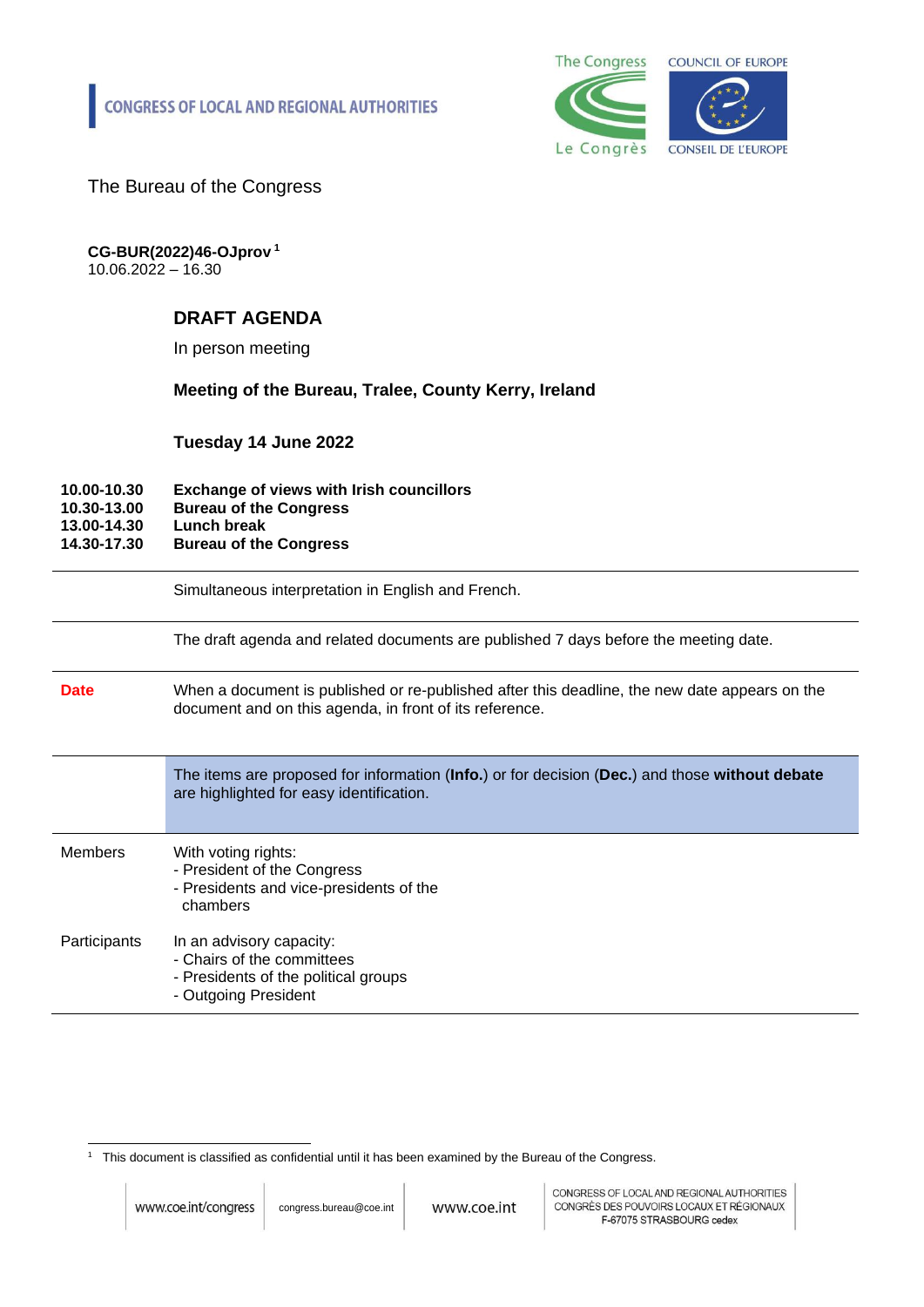CONGRESS OF LOCAL AND REGIONAL AUTHORITIES

The Bureau of the Congress

**CG-BUR(2022)46-OJprov** [1]
10.06.2022 – 16.30

## DRAFT AGENDA

In person meeting

**Meeting of the Bureau, Tralee, County Kerry, Ireland**

**Tuesday 14 June 2022**

| | |
|---|---|
| **10.00-10.30** | **Exchange of views with Irish councillors** |
| **10.30-13.00** | **Bureau of the Congress** |
| **13.00-14.30** | **Lunch break** |
| **14.30-17.30** | **Bureau of the Congress** |

| | |
|---|---|
| | Simultaneous interpretation in English and French. |
| | The draft agenda and related documents are published 7 days before the meeting date. |
| **Date** | When a document is published or re-published after this deadline, the new date appears on the document and on this agenda, in front of its reference. |
| | The items are proposed for information (**Info.**) or for decision (**Dec.**) and those **without debate** are highlighted for easy identification. |
| Members | With voting rights:<br>- President of the Congress<br>- Presidents and vice-presidents of the chambers |
| Participants | In an advisory capacity:<br>- Chairs of the committees<br>- Presidents of the political groups<br>- Outgoing President |

[1] This document is classified as confidential until it has been examined by the Bureau of the Congress.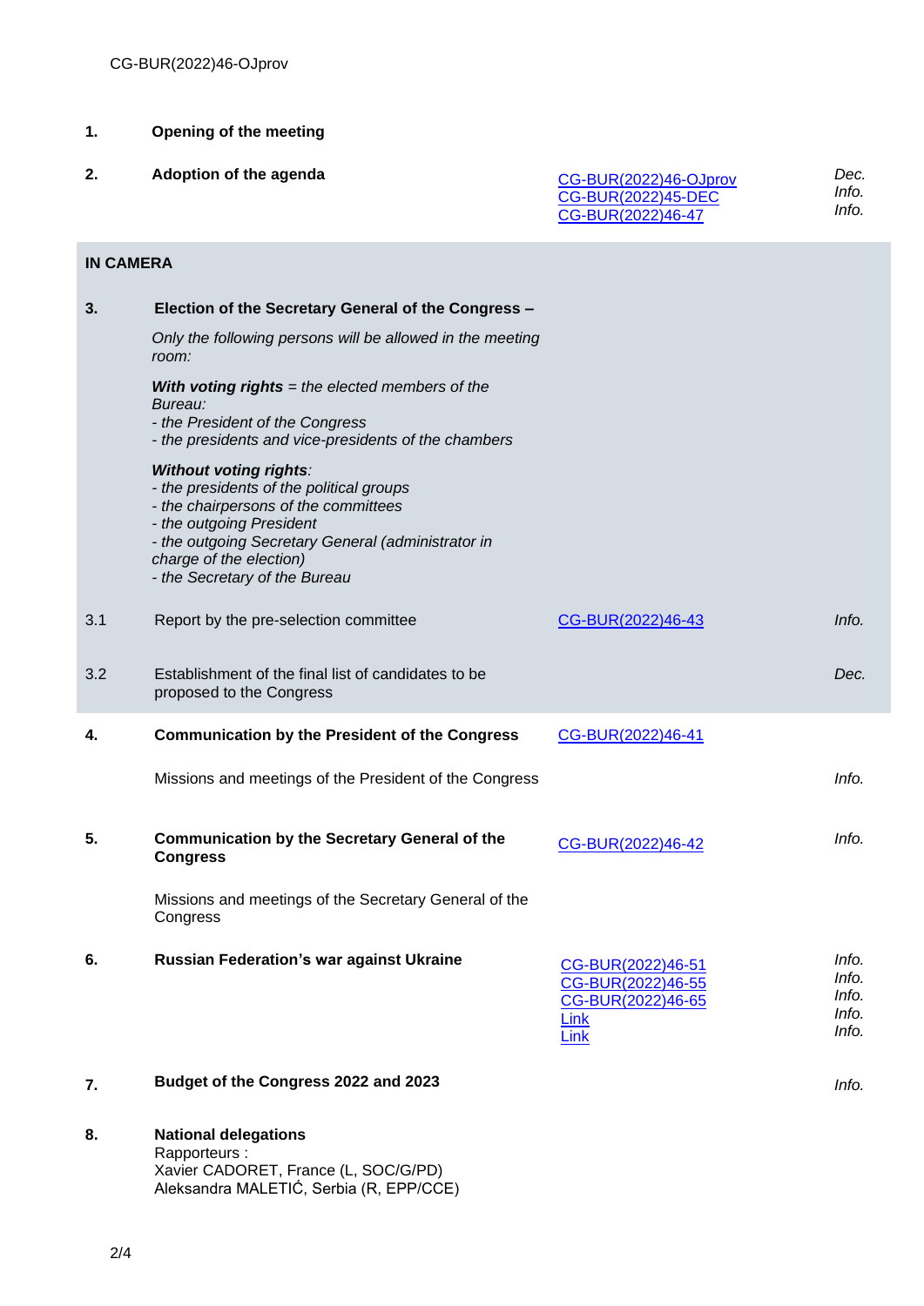| | | | |
|---|---|---|---|
| **1.** | **Opening of the meeting** | | |
| **2.** | **Adoption of the agenda** | CG-BUR(2022)46-OJprov<br>CG-BUR(2022)45-DEC<br>CG-BUR(2022)46-47 | *Dec.*<br>*Info.*<br>*Info.* |
| **IN CAMERA** | | | |
| **3.** | **Election of the Secretary General of the Congress –**<br><br>*Only the following persons will be allowed in the meeting room:*<br><br>***With voting rights** = the elected members of the Bureau:*<br>*- the President of the Congress*<br>*- the presidents and vice-presidents of the chambers*<br><br>***Without voting rights**:*<br>*- the presidents of the political groups*<br>*- the chairpersons of the committees*<br>*- the outgoing President*<br>*- the outgoing Secretary General (administrator in charge of the election)*<br>*- the Secretary of the Bureau* | | |
| 3.1 | Report by the pre-selection committee | CG-BUR(2022)46-43 | *Info.* |
| 3.2 | Establishment of the final list of candidates to be proposed to the Congress | | *Dec.* |
| **4.** | **Communication by the President of the Congress**<br><br>Missions and meetings of the President of the Congress | CG-BUR(2022)46-41 | *Info.* |
| **5.** | **Communication by the Secretary General of the Congress**<br><br>Missions and meetings of the Secretary General of the Congress | CG-BUR(2022)46-42 | *Info.* |
| **6.** | **Russian Federation's war against Ukraine** | CG-BUR(2022)46-51<br>CG-BUR(2022)46-55<br>CG-BUR(2022)46-65<br>Link<br>Link | *Info.*<br>*Info.*<br>*Info.*<br>*Info.*<br>*Info.* |
| **7.** | **Budget of the Congress 2022 and 2023** | | *Info.* |
| **8.** | **National delegations**<br>Rapporteurs :<br>Xavier CADORET, France (L, SOC/G/PD)<br>Aleksandra MALETIĆ, Serbia (R, EPP/CCE) | | |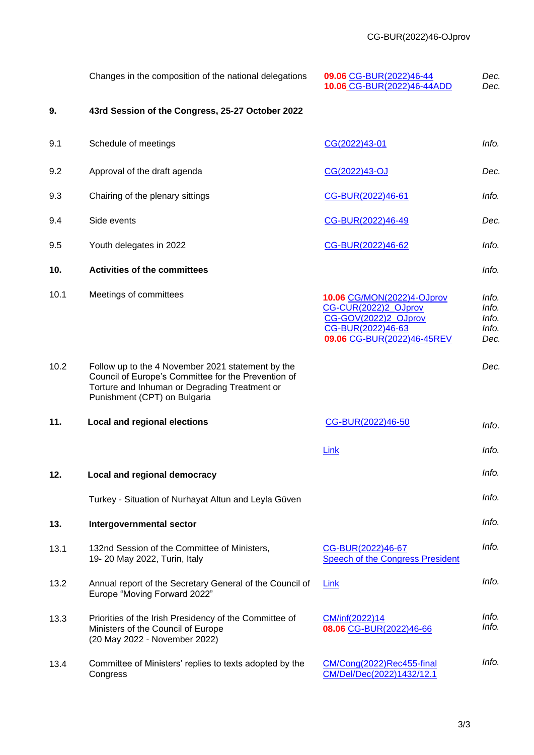| | | | |
|---|---|---|---|
| | Changes in the composition of the national delegations | 09.06 CG-BUR(2022)46-44<br>10.06 CG-BUR(2022)46-44ADD | *Dec.*<br>*Dec.* |
| **9.** | **43rd Session of the Congress, 25-27 October 2022** | | |
| 9.1 | Schedule of meetings | CG(2022)43-01 | *Info.* |
| 9.2 | Approval of the draft agenda | CG(2022)43-OJ | *Dec.* |
| 9.3 | Chairing of the plenary sittings | CG-BUR(2022)46-61 | *Info.* |
| 9.4 | Side events | CG-BUR(2022)46-49 | *Dec.* |
| 9.5 | Youth delegates in 2022 | CG-BUR(2022)46-62 | *Info.* |
| **10.** | **Activities of the committees** | | *Info.* |
| 10.1 | Meetings of committees | 10.06 CG/MON(2022)4-OJprov<br>CG-CUR(2022)2_OJprov<br>CG-GOV(2022)2_OJprov<br>CG-BUR(2022)46-63<br>09.06 CG-BUR(2022)46-45REV | *Info.*<br>*Info.*<br>*Info.*<br>*Info.*<br>*Dec.* |
| 10.2 | Follow up to the 4 November 2021 statement by the Council of Europe's Committee for the Prevention of Torture and Inhuman or Degrading Treatment or Punishment (CPT) on Bulgaria | | *Dec.* |
| **11.** | **Local and regional elections** | CG-BUR(2022)46-50 | *Info.* |
| | | Link | *Info.* |
| **12.** | **Local and regional democracy** | | *Info.* |
| | Turkey - Situation of Nurhayat Altun and Leyla Güven | | *Info.* |
| **13.** | **Intergovernmental sector** | | *Info.* |
| 13.1 | 132nd Session of the Committee of Ministers, 19- 20 May 2022, Turin, Italy | CG-BUR(2022)46-67<br>Speech of the Congress President | *Info.* |
| 13.2 | Annual report of the Secretary General of the Council of Europe "Moving Forward 2022" | Link | *Info.* |
| 13.3 | Priorities of the Irish Presidency of the Committee of Ministers of the Council of Europe (20 May 2022 - November 2022) | CM/inf(2022)14<br>08.06 CG-BUR(2022)46-66 | *Info.*<br>*Info.* |
| 13.4 | Committee of Ministers' replies to texts adopted by the Congress | CM/Cong(2022)Rec455-final<br>CM/Del/Dec(2022)1432/12.1 | *Info.* |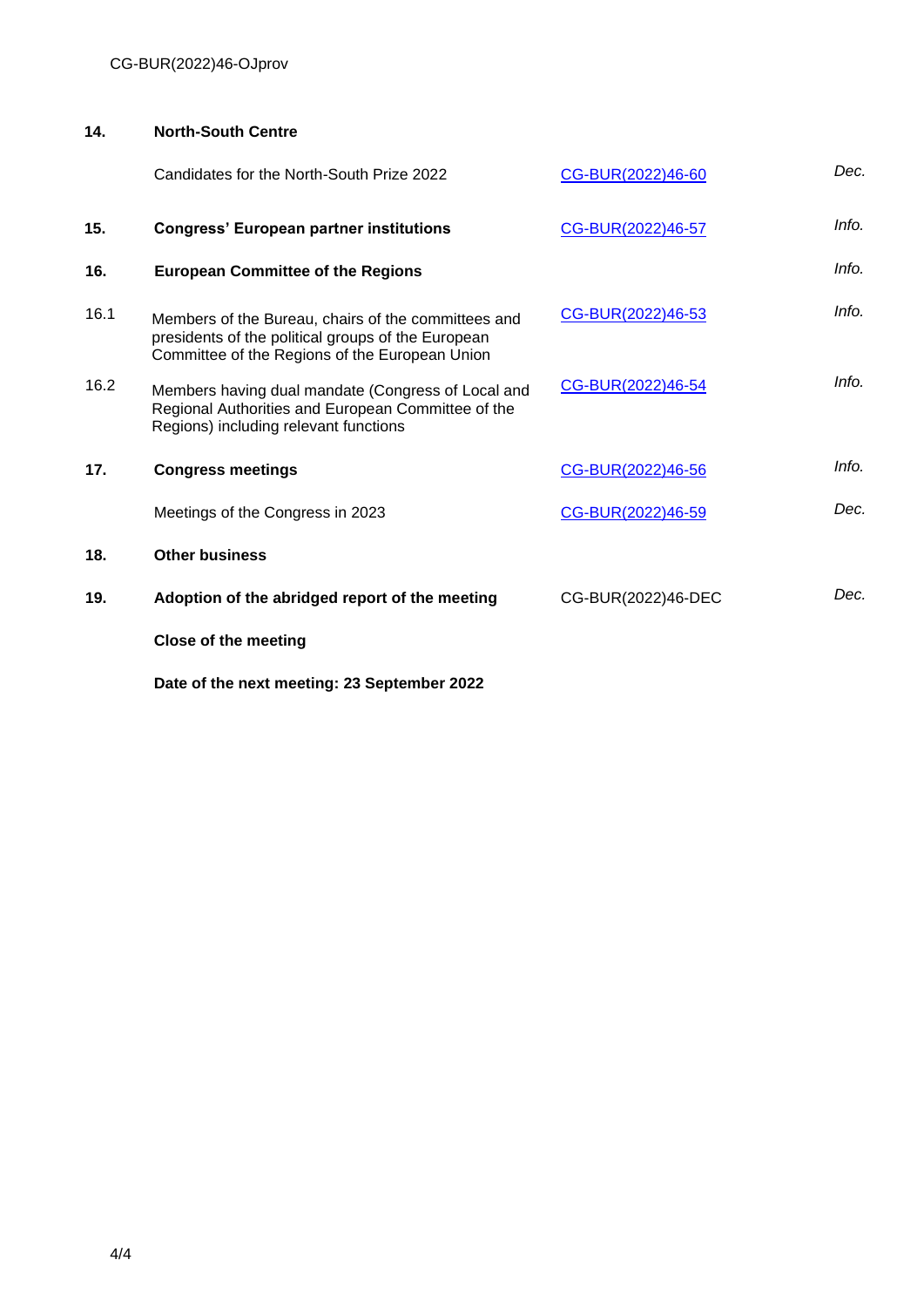| | | | |
|---|---|---|---|
| **14.** | **North-South Centre** | | |
| | Candidates for the North-South Prize 2022 | CG-BUR(2022)46-60 | *Dec.* |
| **15.** | **Congress' European partner institutions** | CG-BUR(2022)46-57 | *Info.* |
| **16.** | **European Committee of the Regions** | | *Info.* |
| 16.1 | Members of the Bureau, chairs of the committees and presidents of the political groups of the European Committee of the Regions of the European Union | CG-BUR(2022)46-53 | *Info.* |
| 16.2 | Members having dual mandate (Congress of Local and Regional Authorities and European Committee of the Regions) including relevant functions | CG-BUR(2022)46-54 | *Info.* |
| **17.** | **Congress meetings** | CG-BUR(2022)46-56 | *Info.* |
| | Meetings of the Congress in 2023 | CG-BUR(2022)46-59 | *Dec.* |
| **18.** | **Other business** | | |
| **19.** | **Adoption of the abridged report of the meeting** | CG-BUR(2022)46-DEC | *Dec.* |
| | **Close of the meeting** | | |
| | **Date of the next meeting: 23 September 2022** | | |